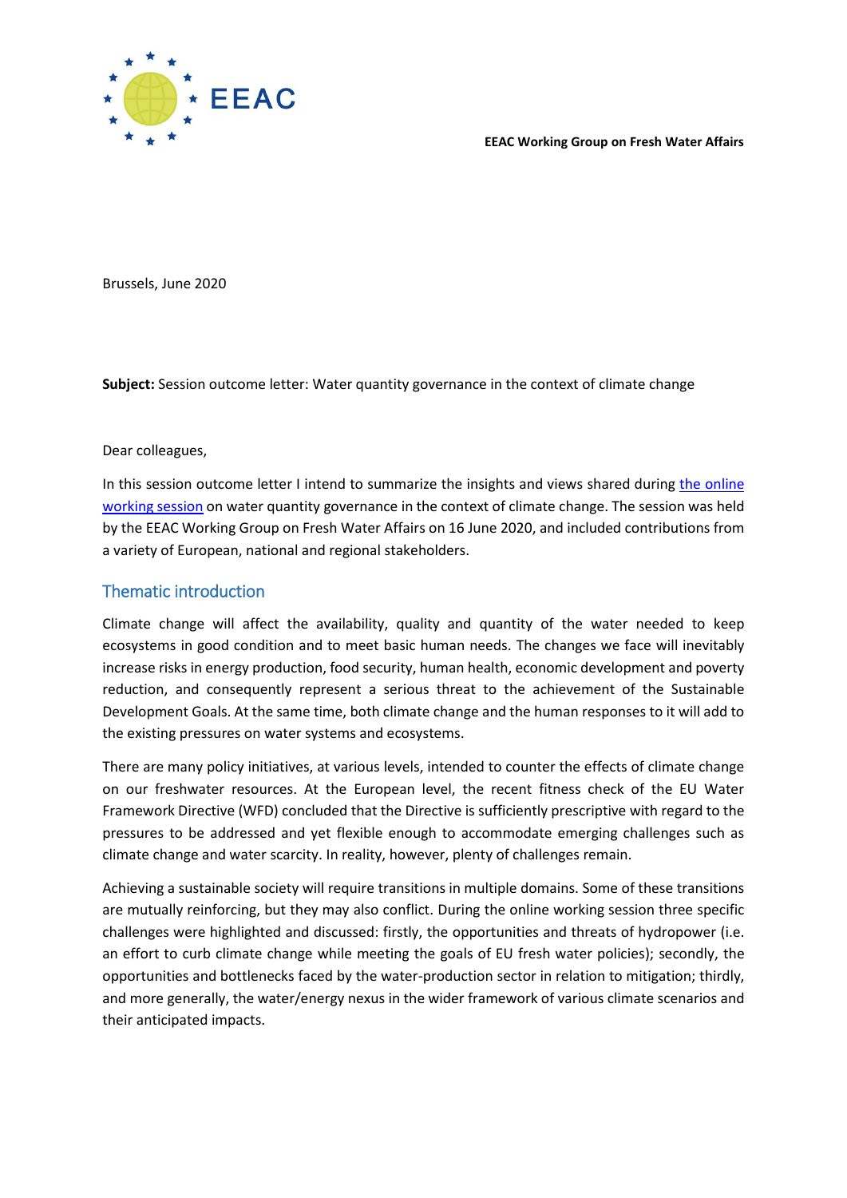EEAC

**EEAC Working Group on Fresh Water Affairs**

Brussels, June 2020

**Subject:** Session outcome letter: Water quantity governance in the context of climate change

Dear colleagues,

In this session outcome letter I intend to summarize the insights and views shared during the online working session on water quantity governance in the context of climate change. The session was held by the EEAC Working Group on Fresh Water Affairs on 16 June 2020, and included contributions from a variety of European, national and regional stakeholders.

## Thematic introduction

Climate change will affect the availability, quality and quantity of the water needed to keep ecosystems in good condition and to meet basic human needs. The changes we face will inevitably increase risks in energy production, food security, human health, economic development and poverty reduction, and consequently represent a serious threat to the achievement of the Sustainable Development Goals. At the same time, both climate change and the human responses to it will add to the existing pressures on water systems and ecosystems.

There are many policy initiatives, at various levels, intended to counter the effects of climate change on our freshwater resources. At the European level, the recent fitness check of the EU Water Framework Directive (WFD) concluded that the Directive is sufficiently prescriptive with regard to the pressures to be addressed and yet flexible enough to accommodate emerging challenges such as climate change and water scarcity. In reality, however, plenty of challenges remain.

Achieving a sustainable society will require transitions in multiple domains. Some of these transitions are mutually reinforcing, but they may also conflict. During the online working session three specific challenges were highlighted and discussed: firstly, the opportunities and threats of hydropower (i.e. an effort to curb climate change while meeting the goals of EU fresh water policies); secondly, the opportunities and bottlenecks faced by the water-production sector in relation to mitigation; thirdly, and more generally, the water/energy nexus in the wider framework of various climate scenarios and their anticipated impacts.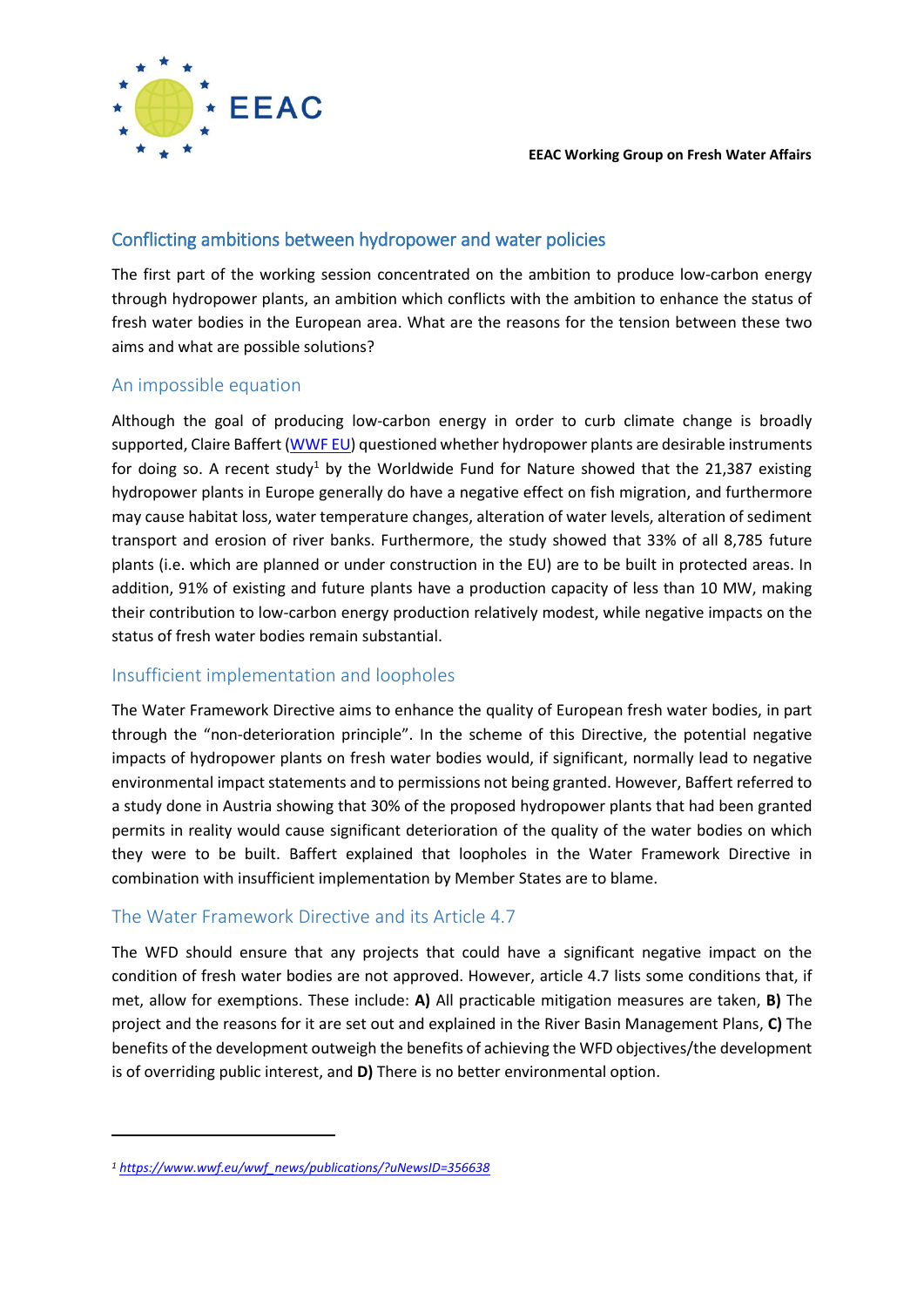## Conflicting ambitions between hydropower and water policies

The first part of the working session concentrated on the ambition to produce low-carbon energy through hydropower plants, an ambition which conflicts with the ambition to enhance the status of fresh water bodies in the European area. What are the reasons for the tension between these two aims and what are possible solutions?

### An impossible equation

Although the goal of producing low-carbon energy in order to curb climate change is broadly supported, Claire Baffert (WWF EU) questioned whether hydropower plants are desirable instruments for doing so. A recent study[1] by the Worldwide Fund for Nature showed that the 21,387 existing hydropower plants in Europe generally do have a negative effect on fish migration, and furthermore may cause habitat loss, water temperature changes, alteration of water levels, alteration of sediment transport and erosion of river banks. Furthermore, the study showed that 33% of all 8,785 future plants (i.e. which are planned or under construction in the EU) are to be built in protected areas. In addition, 91% of existing and future plants have a production capacity of less than 10 MW, making their contribution to low-carbon energy production relatively modest, while negative impacts on the status of fresh water bodies remain substantial.

### Insufficient implementation and loopholes

The Water Framework Directive aims to enhance the quality of European fresh water bodies, in part through the "non-deterioration principle". In the scheme of this Directive, the potential negative impacts of hydropower plants on fresh water bodies would, if significant, normally lead to negative environmental impact statements and to permissions not being granted. However, Baffert referred to a study done in Austria showing that 30% of the proposed hydropower plants that had been granted permits in reality would cause significant deterioration of the quality of the water bodies on which they were to be built. Baffert explained that loopholes in the Water Framework Directive in combination with insufficient implementation by Member States are to blame.

### The Water Framework Directive and its Article 4.7

The WFD should ensure that any projects that could have a significant negative impact on the condition of fresh water bodies are not approved. However, article 4.7 lists some conditions that, if met, allow for exemptions. These include: **A)** All practicable mitigation measures are taken, **B)** The project and the reasons for it are set out and explained in the River Basin Management Plans, **C)** The benefits of the development outweigh the benefits of achieving the WFD objectives/the development is of overriding public interest, and **D)** There is no better environmental option.

---

[1] https://www.wwf.eu/wwf_news/publications/?uNewsID=356638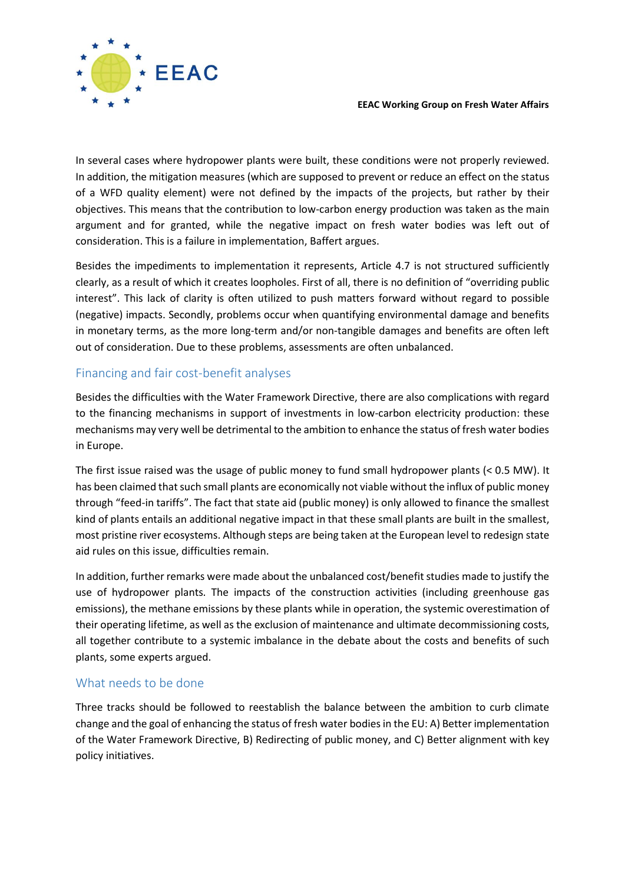In several cases where hydropower plants were built, these conditions were not properly reviewed. In addition, the mitigation measures (which are supposed to prevent or reduce an effect on the status of a WFD quality element) were not defined by the impacts of the projects, but rather by their objectives. This means that the contribution to low-carbon energy production was taken as the main argument and for granted, while the negative impact on fresh water bodies was left out of consideration. This is a failure in implementation, Baffert argues.

Besides the impediments to implementation it represents, Article 4.7 is not structured sufficiently clearly, as a result of which it creates loopholes. First of all, there is no definition of "overriding public interest". This lack of clarity is often utilized to push matters forward without regard to possible (negative) impacts. Secondly, problems occur when quantifying environmental damage and benefits in monetary terms, as the more long-term and/or non-tangible damages and benefits are often left out of consideration. Due to these problems, assessments are often unbalanced.

## Financing and fair cost-benefit analyses

Besides the difficulties with the Water Framework Directive, there are also complications with regard to the financing mechanisms in support of investments in low-carbon electricity production: these mechanisms may very well be detrimental to the ambition to enhance the status of fresh water bodies in Europe.

The first issue raised was the usage of public money to fund small hydropower plants (< 0.5 MW). It has been claimed that such small plants are economically not viable without the influx of public money through "feed-in tariffs". The fact that state aid (public money) is only allowed to finance the smallest kind of plants entails an additional negative impact in that these small plants are built in the smallest, most pristine river ecosystems. Although steps are being taken at the European level to redesign state aid rules on this issue, difficulties remain.

In addition, further remarks were made about the unbalanced cost/benefit studies made to justify the use of hydropower plants. The impacts of the construction activities (including greenhouse gas emissions), the methane emissions by these plants while in operation, the systemic overestimation of their operating lifetime, as well as the exclusion of maintenance and ultimate decommissioning costs, all together contribute to a systemic imbalance in the debate about the costs and benefits of such plants, some experts argued.

## What needs to be done

Three tracks should be followed to reestablish the balance between the ambition to curb climate change and the goal of enhancing the status of fresh water bodies in the EU: A) Better implementation of the Water Framework Directive, B) Redirecting of public money, and C) Better alignment with key policy initiatives.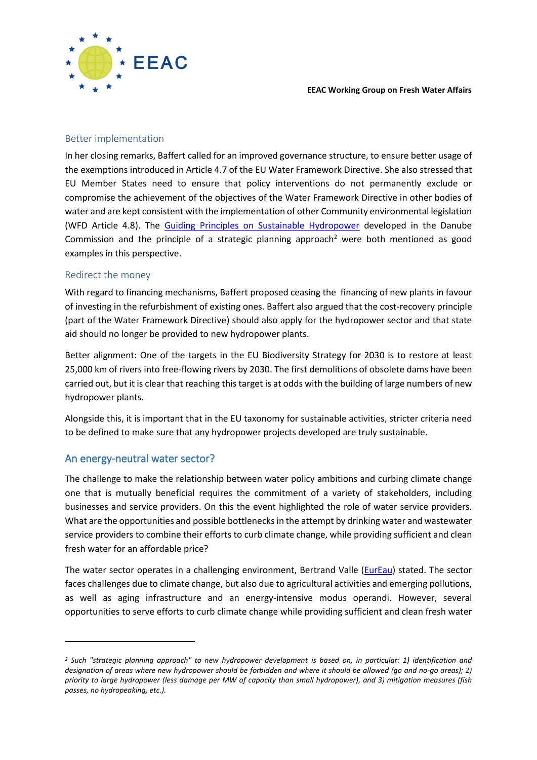### Better implementation

In her closing remarks, Baffert called for an improved governance structure, to ensure better usage of the exemptions introduced in Article 4.7 of the EU Water Framework Directive. She also stressed that EU Member States need to ensure that policy interventions do not permanently exclude or compromise the achievement of the objectives of the Water Framework Directive in other bodies of water and are kept consistent with the implementation of other Community environmental legislation (WFD Article 4.8). The [Guiding Principles on Sustainable Hydropower](#) developed in the Danube Commission and the principle of a strategic planning approach[2] were both mentioned as good examples in this perspective.

### Redirect the money

With regard to financing mechanisms, Baffert proposed ceasing the financing of new plants in favour of investing in the refurbishment of existing ones. Baffert also argued that the cost-recovery principle (part of the Water Framework Directive) should also apply for the hydropower sector and that state aid should no longer be provided to new hydropower plants.

Better alignment: One of the targets in the EU Biodiversity Strategy for 2030 is to restore at least 25,000 km of rivers into free-flowing rivers by 2030. The first demolitions of obsolete dams have been carried out, but it is clear that reaching this target is at odds with the building of large numbers of new hydropower plants.

Alongside this, it is important that in the EU taxonomy for sustainable activities, stricter criteria need to be defined to make sure that any hydropower projects developed are truly sustainable.

## An energy-neutral water sector?

The challenge to make the relationship between water policy ambitions and curbing climate change one that is mutually beneficial requires the commitment of a variety of stakeholders, including businesses and service providers. On this the event highlighted the role of water service providers. What are the opportunities and possible bottlenecks in the attempt by drinking water and wastewater service providers to combine their efforts to curb climate change, while providing sufficient and clean fresh water for an affordable price?

The water sector operates in a challenging environment, Bertrand Valle ([EurEau](#)) stated. The sector faces challenges due to climate change, but also due to agricultural activities and emerging pollutions, as well as aging infrastructure and an energy-intensive modus operandi. However, several opportunities to serve efforts to curb climate change while providing sufficient and clean fresh water

---

*[2] Such "strategic planning approach" to new hydropower development is based on, in particular: 1) identification and designation of areas where new hydropower should be forbidden and where it should be allowed (go and no-go areas); 2) priority to large hydropower (less damage per MW of capacity than small hydropower), and 3) mitigation measures (fish passes, no hydropeaking, etc.).*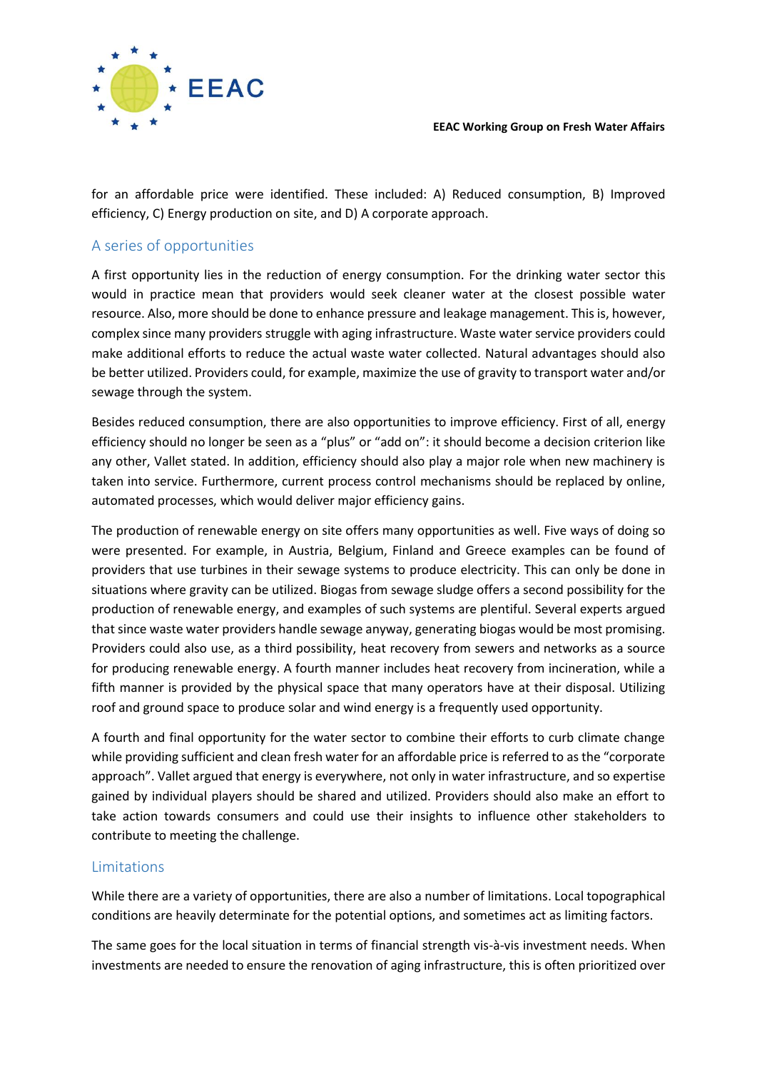for an affordable price were identified. These included: A) Reduced consumption, B) Improved efficiency, C) Energy production on site, and D) A corporate approach.

## A series of opportunities

A first opportunity lies in the reduction of energy consumption. For the drinking water sector this would in practice mean that providers would seek cleaner water at the closest possible water resource. Also, more should be done to enhance pressure and leakage management. This is, however, complex since many providers struggle with aging infrastructure. Waste water service providers could make additional efforts to reduce the actual waste water collected. Natural advantages should also be better utilized. Providers could, for example, maximize the use of gravity to transport water and/or sewage through the system.

Besides reduced consumption, there are also opportunities to improve efficiency. First of all, energy efficiency should no longer be seen as a "plus" or "add on": it should become a decision criterion like any other, Vallet stated. In addition, efficiency should also play a major role when new machinery is taken into service. Furthermore, current process control mechanisms should be replaced by online, automated processes, which would deliver major efficiency gains.

The production of renewable energy on site offers many opportunities as well. Five ways of doing so were presented. For example, in Austria, Belgium, Finland and Greece examples can be found of providers that use turbines in their sewage systems to produce electricity. This can only be done in situations where gravity can be utilized. Biogas from sewage sludge offers a second possibility for the production of renewable energy, and examples of such systems are plentiful. Several experts argued that since waste water providers handle sewage anyway, generating biogas would be most promising. Providers could also use, as a third possibility, heat recovery from sewers and networks as a source for producing renewable energy. A fourth manner includes heat recovery from incineration, while a fifth manner is provided by the physical space that many operators have at their disposal. Utilizing roof and ground space to produce solar and wind energy is a frequently used opportunity.

A fourth and final opportunity for the water sector to combine their efforts to curb climate change while providing sufficient and clean fresh water for an affordable price is referred to as the "corporate approach". Vallet argued that energy is everywhere, not only in water infrastructure, and so expertise gained by individual players should be shared and utilized. Providers should also make an effort to take action towards consumers and could use their insights to influence other stakeholders to contribute to meeting the challenge.

## Limitations

While there are a variety of opportunities, there are also a number of limitations. Local topographical conditions are heavily determinate for the potential options, and sometimes act as limiting factors.

The same goes for the local situation in terms of financial strength vis-à-vis investment needs. When investments are needed to ensure the renovation of aging infrastructure, this is often prioritized over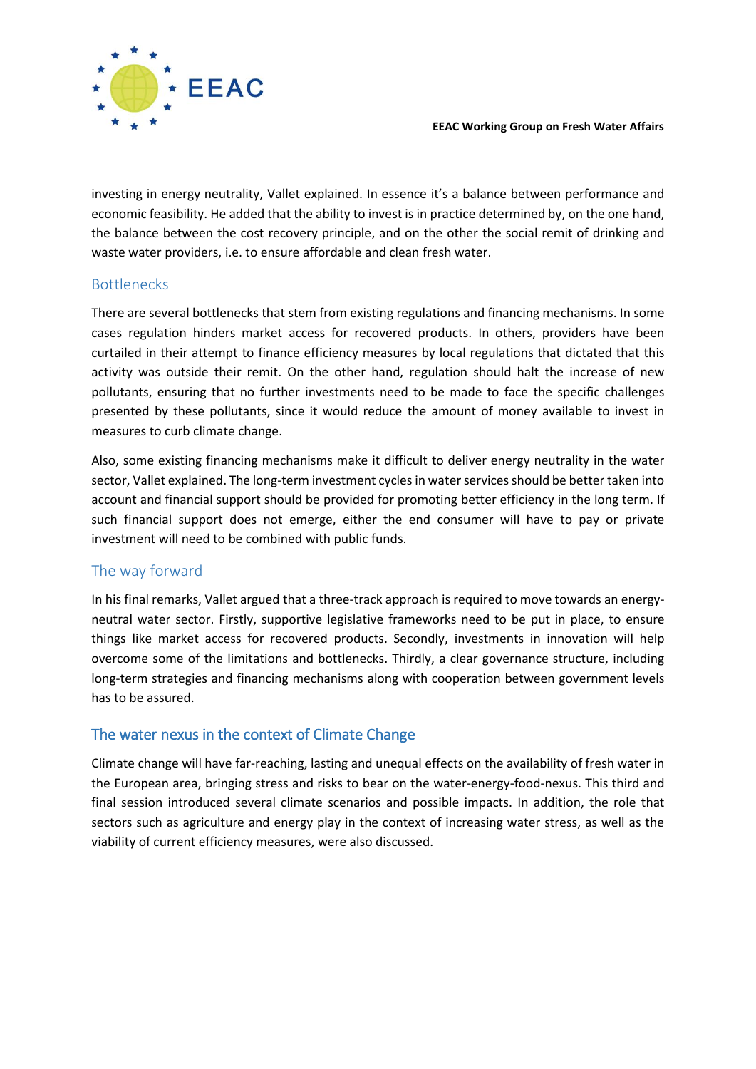investing in energy neutrality, Vallet explained. In essence it's a balance between performance and economic feasibility. He added that the ability to invest is in practice determined by, on the one hand, the balance between the cost recovery principle, and on the other the social remit of drinking and waste water providers, i.e. to ensure affordable and clean fresh water.

### Bottlenecks

There are several bottlenecks that stem from existing regulations and financing mechanisms. In some cases regulation hinders market access for recovered products. In others, providers have been curtailed in their attempt to finance efficiency measures by local regulations that dictated that this activity was outside their remit. On the other hand, regulation should halt the increase of new pollutants, ensuring that no further investments need to be made to face the specific challenges presented by these pollutants, since it would reduce the amount of money available to invest in measures to curb climate change.

Also, some existing financing mechanisms make it difficult to deliver energy neutrality in the water sector, Vallet explained. The long-term investment cycles in water services should be better taken into account and financial support should be provided for promoting better efficiency in the long term. If such financial support does not emerge, either the end consumer will have to pay or private investment will need to be combined with public funds.

### The way forward

In his final remarks, Vallet argued that a three-track approach is required to move towards an energy-neutral water sector. Firstly, supportive legislative frameworks need to be put in place, to ensure things like market access for recovered products. Secondly, investments in innovation will help overcome some of the limitations and bottlenecks. Thirdly, a clear governance structure, including long-term strategies and financing mechanisms along with cooperation between government levels has to be assured.

## The water nexus in the context of Climate Change

Climate change will have far-reaching, lasting and unequal effects on the availability of fresh water in the European area, bringing stress and risks to bear on the water-energy-food-nexus. This third and final session introduced several climate scenarios and possible impacts. In addition, the role that sectors such as agriculture and energy play in the context of increasing water stress, as well as the viability of current efficiency measures, were also discussed.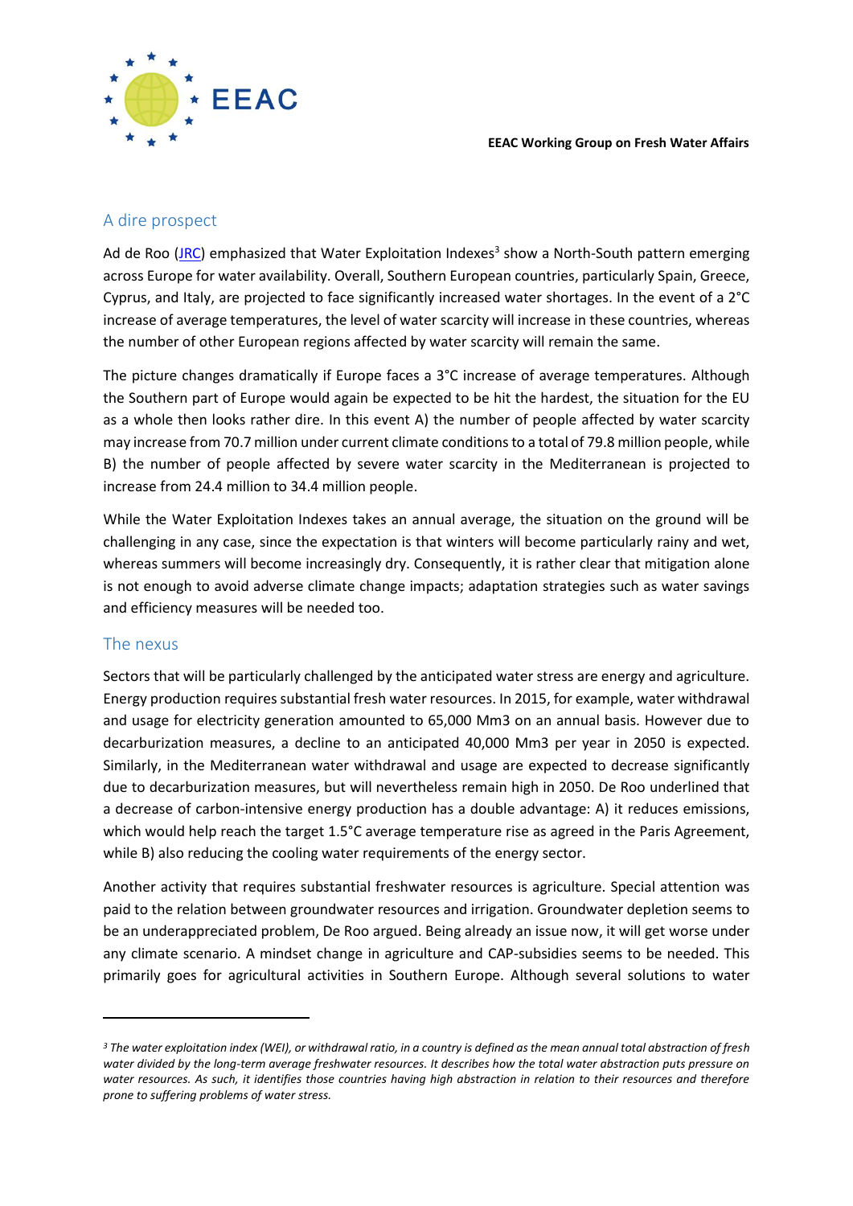## A dire prospect

Ad de Roo (JRC) emphasized that Water Exploitation Indexes[3] show a North-South pattern emerging across Europe for water availability. Overall, Southern European countries, particularly Spain, Greece, Cyprus, and Italy, are projected to face significantly increased water shortages. In the event of a 2°C increase of average temperatures, the level of water scarcity will increase in these countries, whereas the number of other European regions affected by water scarcity will remain the same.

The picture changes dramatically if Europe faces a 3°C increase of average temperatures. Although the Southern part of Europe would again be expected to be hit the hardest, the situation for the EU as a whole then looks rather dire. In this event A) the number of people affected by water scarcity may increase from 70.7 million under current climate conditions to a total of 79.8 million people, while B) the number of people affected by severe water scarcity in the Mediterranean is projected to increase from 24.4 million to 34.4 million people.

While the Water Exploitation Indexes takes an annual average, the situation on the ground will be challenging in any case, since the expectation is that winters will become particularly rainy and wet, whereas summers will become increasingly dry. Consequently, it is rather clear that mitigation alone is not enough to avoid adverse climate change impacts; adaptation strategies such as water savings and efficiency measures will be needed too.

## The nexus

Sectors that will be particularly challenged by the anticipated water stress are energy and agriculture. Energy production requires substantial fresh water resources. In 2015, for example, water withdrawal and usage for electricity generation amounted to 65,000 Mm3 on an annual basis. However due to decarburization measures, a decline to an anticipated 40,000 Mm3 per year in 2050 is expected. Similarly, in the Mediterranean water withdrawal and usage are expected to decrease significantly due to decarburization measures, but will nevertheless remain high in 2050. De Roo underlined that a decrease of carbon-intensive energy production has a double advantage: A) it reduces emissions, which would help reach the target 1.5°C average temperature rise as agreed in the Paris Agreement, while B) also reducing the cooling water requirements of the energy sector.

Another activity that requires substantial freshwater resources is agriculture. Special attention was paid to the relation between groundwater resources and irrigation. Groundwater depletion seems to be an underappreciated problem, De Roo argued. Being already an issue now, it will get worse under any climate scenario. A mindset change in agriculture and CAP-subsidies seems to be needed. This primarily goes for agricultural activities in Southern Europe. Although several solutions to water

---

*[3] The water exploitation index (WEI), or withdrawal ratio, in a country is defined as the mean annual total abstraction of fresh water divided by the long-term average freshwater resources. It describes how the total water abstraction puts pressure on water resources. As such, it identifies those countries having high abstraction in relation to their resources and therefore prone to suffering problems of water stress.*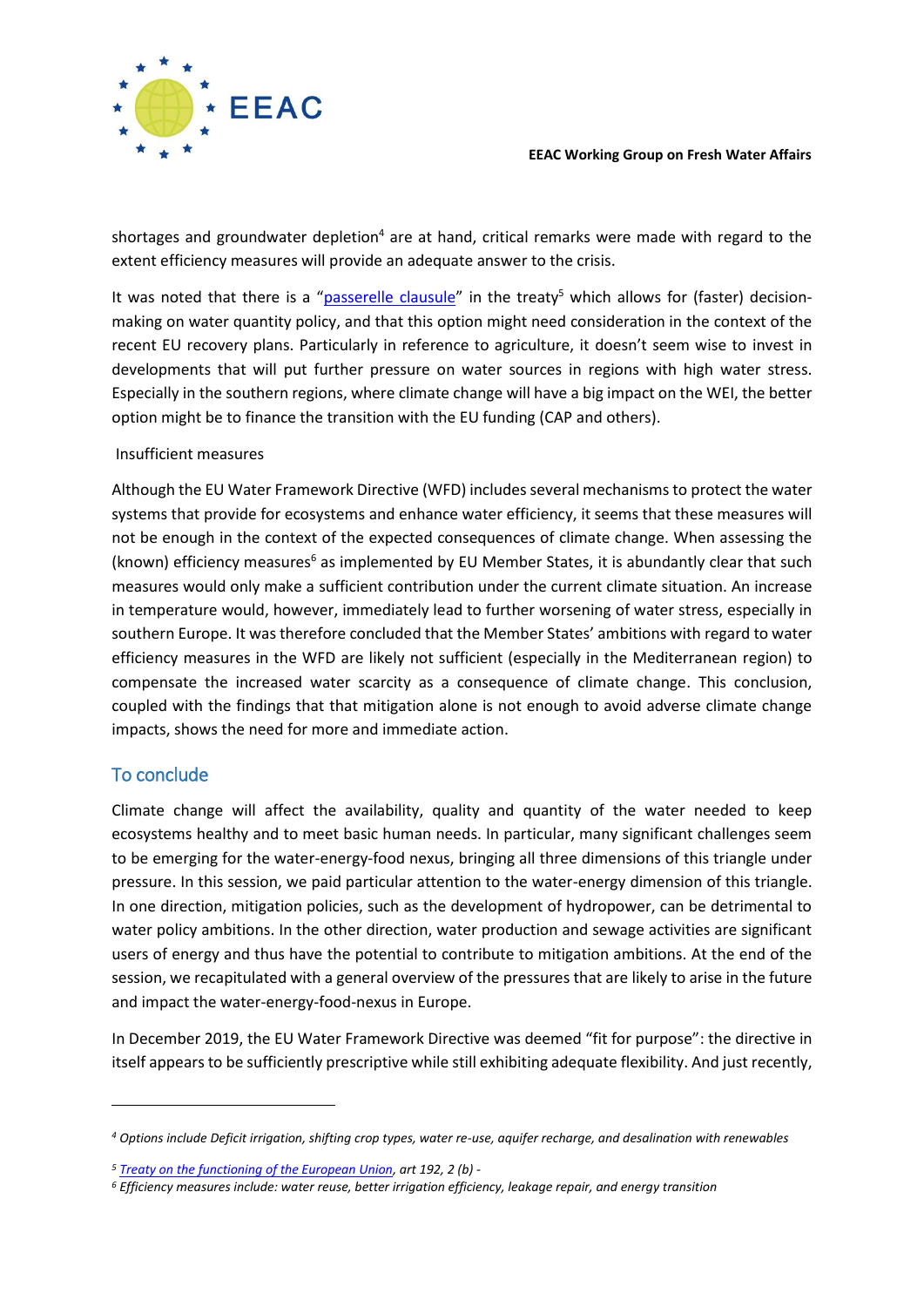shortages and groundwater depletion[4] are at hand, critical remarks were made with regard to the extent efficiency measures will provide an adequate answer to the crisis.

It was noted that there is a "passerelle clausule" in the treaty[5] which allows for (faster) decision-making on water quantity policy, and that this option might need consideration in the context of the recent EU recovery plans. Particularly in reference to agriculture, it doesn't seem wise to invest in developments that will put further pressure on water sources in regions with high water stress. Especially in the southern regions, where climate change will have a big impact on the WEI, the better option might be to finance the transition with the EU funding (CAP and others).

Insufficient measures

Although the EU Water Framework Directive (WFD) includes several mechanisms to protect the water systems that provide for ecosystems and enhance water efficiency, it seems that these measures will not be enough in the context of the expected consequences of climate change. When assessing the (known) efficiency measures[6] as implemented by EU Member States, it is abundantly clear that such measures would only make a sufficient contribution under the current climate situation. An increase in temperature would, however, immediately lead to further worsening of water stress, especially in southern Europe. It was therefore concluded that the Member States' ambitions with regard to water efficiency measures in the WFD are likely not sufficient (especially in the Mediterranean region) to compensate the increased water scarcity as a consequence of climate change. This conclusion, coupled with the findings that that mitigation alone is not enough to avoid adverse climate change impacts, shows the need for more and immediate action.

## To conclude

Climate change will affect the availability, quality and quantity of the water needed to keep ecosystems healthy and to meet basic human needs. In particular, many significant challenges seem to be emerging for the water-energy-food nexus, bringing all three dimensions of this triangle under pressure. In this session, we paid particular attention to the water-energy dimension of this triangle. In one direction, mitigation policies, such as the development of hydropower, can be detrimental to water policy ambitions. In the other direction, water production and sewage activities are significant users of energy and thus have the potential to contribute to mitigation ambitions. At the end of the session, we recapitulated with a general overview of the pressures that are likely to arise in the future and impact the water-energy-food-nexus in Europe.

In December 2019, the EU Water Framework Directive was deemed "fit for purpose": the directive in itself appears to be sufficiently prescriptive while still exhibiting adequate flexibility. And just recently,

---

[4] *Options include Deficit irrigation, shifting crop types, water re-use, aquifer recharge, and desalination with renewables*

[5] *Treaty on the functioning of the European Union, art 192, 2 (b) -*

[6] *Efficiency measures include: water reuse, better irrigation efficiency, leakage repair, and energy transition*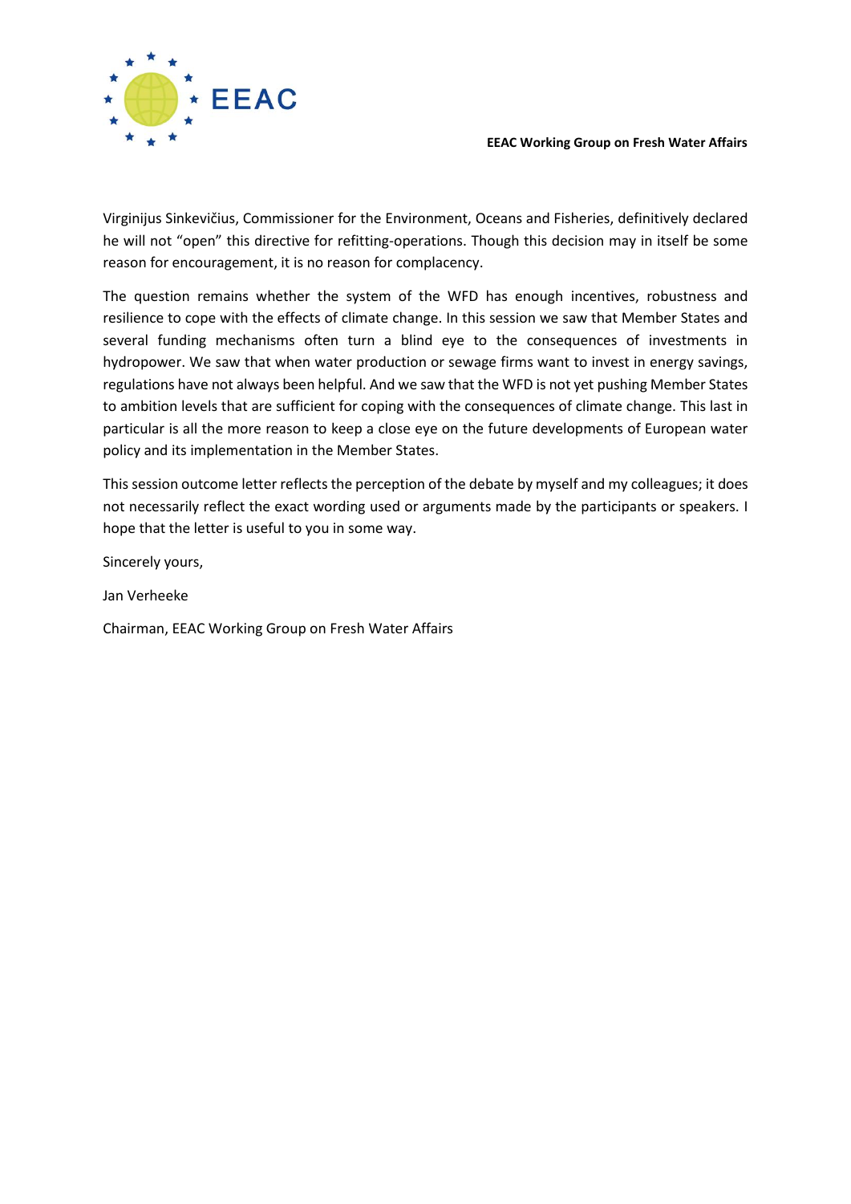Virginijus Sinkevičius, Commissioner for the Environment, Oceans and Fisheries, definitively declared he will not "open" this directive for refitting-operations. Though this decision may in itself be some reason for encouragement, it is no reason for complacency.

The question remains whether the system of the WFD has enough incentives, robustness and resilience to cope with the effects of climate change. In this session we saw that Member States and several funding mechanisms often turn a blind eye to the consequences of investments in hydropower. We saw that when water production or sewage firms want to invest in energy savings, regulations have not always been helpful. And we saw that the WFD is not yet pushing Member States to ambition levels that are sufficient for coping with the consequences of climate change. This last in particular is all the more reason to keep a close eye on the future developments of European water policy and its implementation in the Member States.

This session outcome letter reflects the perception of the debate by myself and my colleagues; it does not necessarily reflect the exact wording used or arguments made by the participants or speakers. I hope that the letter is useful to you in some way.

Sincerely yours,

Jan Verheeke

Chairman, EEAC Working Group on Fresh Water Affairs